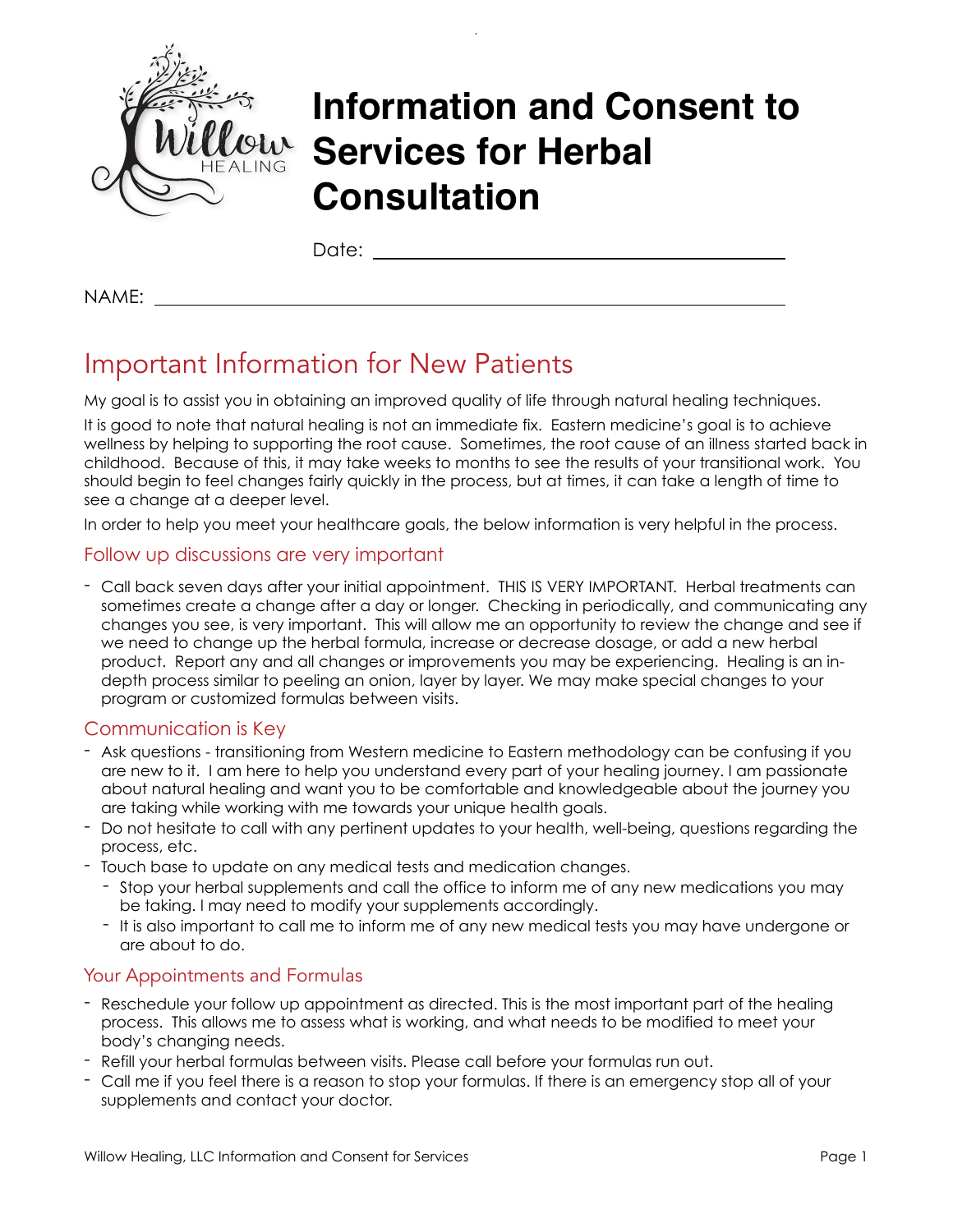# Information and Consent to Services for Herbal Consultation

Date: ______________________________

NAME: ______________________________________________

## Important Information for New Patients

My goal is to assist you in obtaining an improved quality of life through natural healing techniques.

It is good to note that natural healing is not an immediate fix. Eastern medicine's goal is to achieve wellness by helping to supporting the root cause. Sometimes, the root cause of an illness started back in childhood. Because of this, it may take weeks to months to see the results of your transitional work. You should begin to feel changes fairly quickly in the process, but at times, it can take a length of time to see a change at a deeper level.

In order to help you meet your healthcare goals, the below information is very helpful in the process.

### Follow up discussions are very important

- Call back seven days after your initial appointment. THIS IS VERY IMPORTANT. Herbal treatments can sometimes create a change after a day or longer. Checking in periodically, and communicating any changes you see, is very important. This will allow me an opportunity to review the change and see if we need to change up the herbal formula, increase or decrease dosage, or add a new herbal product. Report any and all changes or improvements you may be experiencing. Healing is an in-depth process similar to peeling an onion, layer by layer. We may make special changes to your program or customized formulas between visits.

### Communication is Key

- Ask questions - transitioning from Western medicine to Eastern methodology can be confusing if you are new to it. I am here to help you understand every part of your healing journey. I am passionate about natural healing and want you to be comfortable and knowledgeable about the journey you are taking while working with me towards your unique health goals.
- Do not hesitate to call with any pertinent updates to your health, well-being, questions regarding the process, etc.
- Touch base to update on any medical tests and medication changes.
  - Stop your herbal supplements and call the office to inform me of any new medications you may be taking. I may need to modify your supplements accordingly.
  - It is also important to call me to inform me of any new medical tests you may have undergone or are about to do.

### Your Appointments and Formulas

- Reschedule your follow up appointment as directed. This is the most important part of the healing process. This allows me to assess what is working, and what needs to be modified to meet your body's changing needs.
- Refill your herbal formulas between visits. Please call before your formulas run out.
- Call me if you feel there is a reason to stop your formulas. If there is an emergency stop all of your supplements and contact your doctor.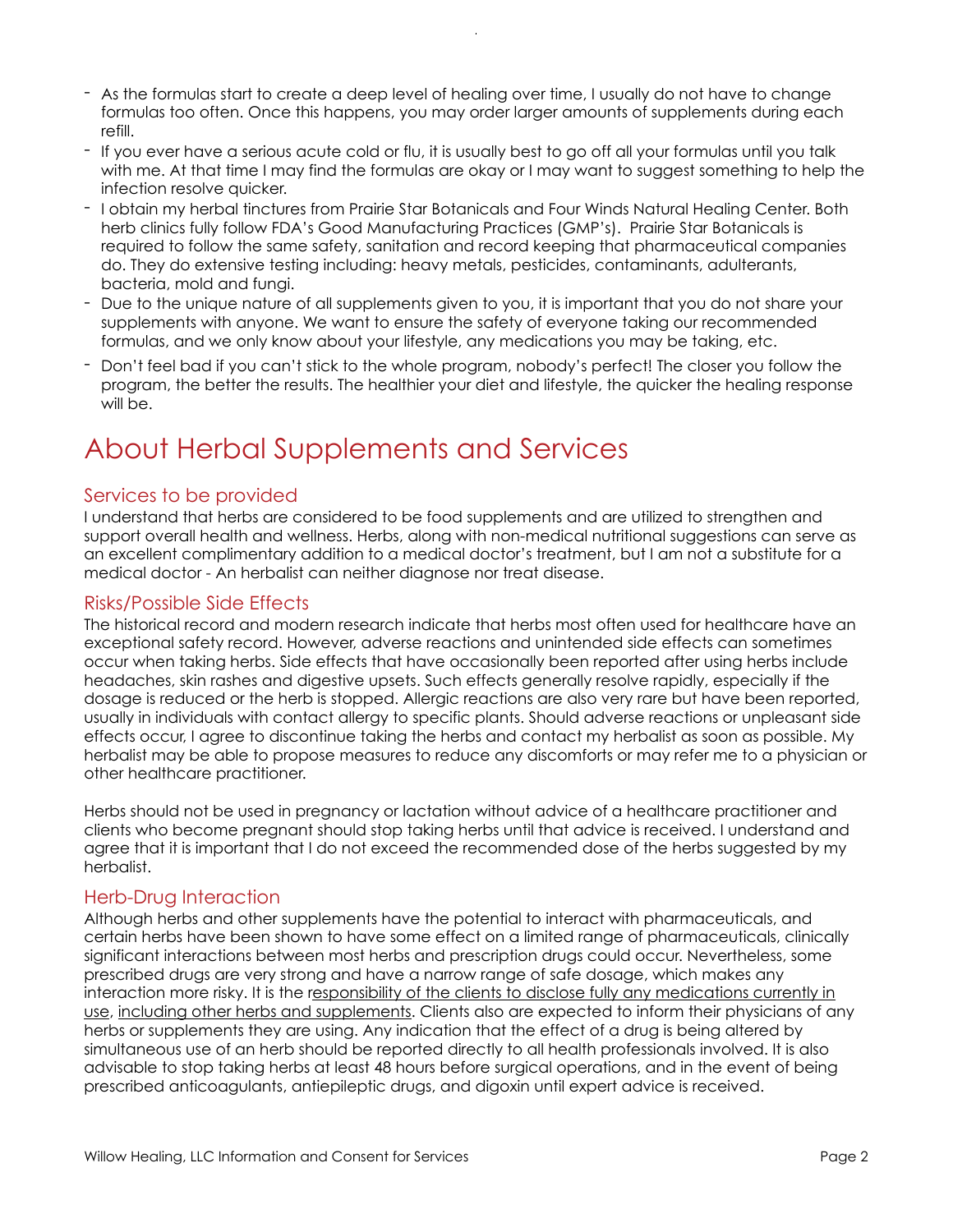- As the formulas start to create a deep level of healing over time, I usually do not have to change formulas too often. Once this happens, you may order larger amounts of supplements during each refill.
- If you ever have a serious acute cold or flu, it is usually best to go off all your formulas until you talk with me. At that time I may find the formulas are okay or I may want to suggest something to help the infection resolve quicker.
- I obtain my herbal tinctures from Prairie Star Botanicals and Four Winds Natural Healing Center. Both herb clinics fully follow FDA's Good Manufacturing Practices (GMP's). Prairie Star Botanicals is required to follow the same safety, sanitation and record keeping that pharmaceutical companies do. They do extensive testing including: heavy metals, pesticides, contaminants, adulterants, bacteria, mold and fungi.
- Due to the unique nature of all supplements given to you, it is important that you do not share your supplements with anyone. We want to ensure the safety of everyone taking our recommended formulas, and we only know about your lifestyle, any medications you may be taking, etc.
- Don't feel bad if you can't stick to the whole program, nobody's perfect! The closer you follow the program, the better the results. The healthier your diet and lifestyle, the quicker the healing response will be.

# About Herbal Supplements and Services

## Services to be provided

I understand that herbs are considered to be food supplements and are utilized to strengthen and support overall health and wellness. Herbs, along with non-medical nutritional suggestions can serve as an excellent complimentary addition to a medical doctor's treatment, but I am not a substitute for a medical doctor - An herbalist can neither diagnose nor treat disease.

## Risks/Possible Side Effects

The historical record and modern research indicate that herbs most often used for healthcare have an exceptional safety record. However, adverse reactions and unintended side effects can sometimes occur when taking herbs. Side effects that have occasionally been reported after using herbs include headaches, skin rashes and digestive upsets. Such effects generally resolve rapidly, especially if the dosage is reduced or the herb is stopped. Allergic reactions are also very rare but have been reported, usually in individuals with contact allergy to specific plants. Should adverse reactions or unpleasant side effects occur, I agree to discontinue taking the herbs and contact my herbalist as soon as possible. My herbalist may be able to propose measures to reduce any discomforts or may refer me to a physician or other healthcare practitioner.

Herbs should not be used in pregnancy or lactation without advice of a healthcare practitioner and clients who become pregnant should stop taking herbs until that advice is received. I understand and agree that it is important that I do not exceed the recommended dose of the herbs suggested by my herbalist.

## Herb-Drug Interaction

Although herbs and other supplements have the potential to interact with pharmaceuticals, and certain herbs have been shown to have some effect on a limited range of pharmaceuticals, clinically significant interactions between most herbs and prescription drugs could occur. Nevertheless, some prescribed drugs are very strong and have a narrow range of safe dosage, which makes any interaction more risky. It is the responsibility of the clients to disclose fully any medications currently in use, including other herbs and supplements. Clients also are expected to inform their physicians of any herbs or supplements they are using. Any indication that the effect of a drug is being altered by simultaneous use of an herb should be reported directly to all health professionals involved. It is also advisable to stop taking herbs at least 48 hours before surgical operations, and in the event of being prescribed anticoagulants, antiepileptic drugs, and digoxin until expert advice is received.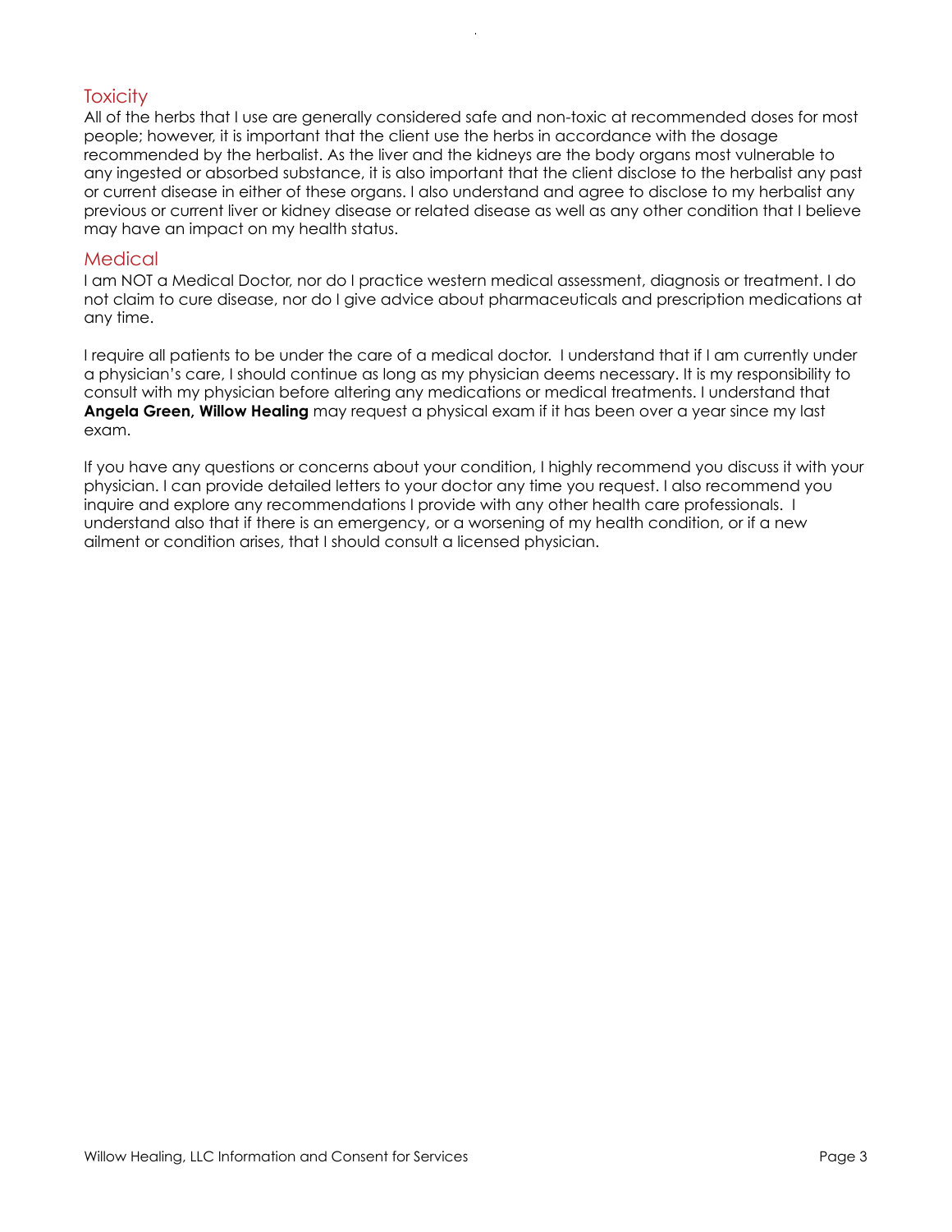## Toxicity

All of the herbs that I use are generally considered safe and non-toxic at recommended doses for most people; however, it is important that the client use the herbs in accordance with the dosage recommended by the herbalist. As the liver and the kidneys are the body organs most vulnerable to any ingested or absorbed substance, it is also important that the client disclose to the herbalist any past or current disease in either of these organs. I also understand and agree to disclose to my herbalist any previous or current liver or kidney disease or related disease as well as any other condition that I believe may have an impact on my health status.

## Medical

I am NOT a Medical Doctor, nor do I practice western medical assessment, diagnosis or treatment. I do not claim to cure disease, nor do I give advice about pharmaceuticals and prescription medications at any time.

I require all patients to be under the care of a medical doctor. I understand that if I am currently under a physician's care, I should continue as long as my physician deems necessary. It is my responsibility to consult with my physician before altering any medications or medical treatments. I understand that **Angela Green, Willow Healing** may request a physical exam if it has been over a year since my last exam.

If you have any questions or concerns about your condition, I highly recommend you discuss it with your physician. I can provide detailed letters to your doctor any time you request. I also recommend you inquire and explore any recommendations I provide with any other health care professionals. I understand also that if there is an emergency, or a worsening of my health condition, or if a new ailment or condition arises, that I should consult a licensed physician.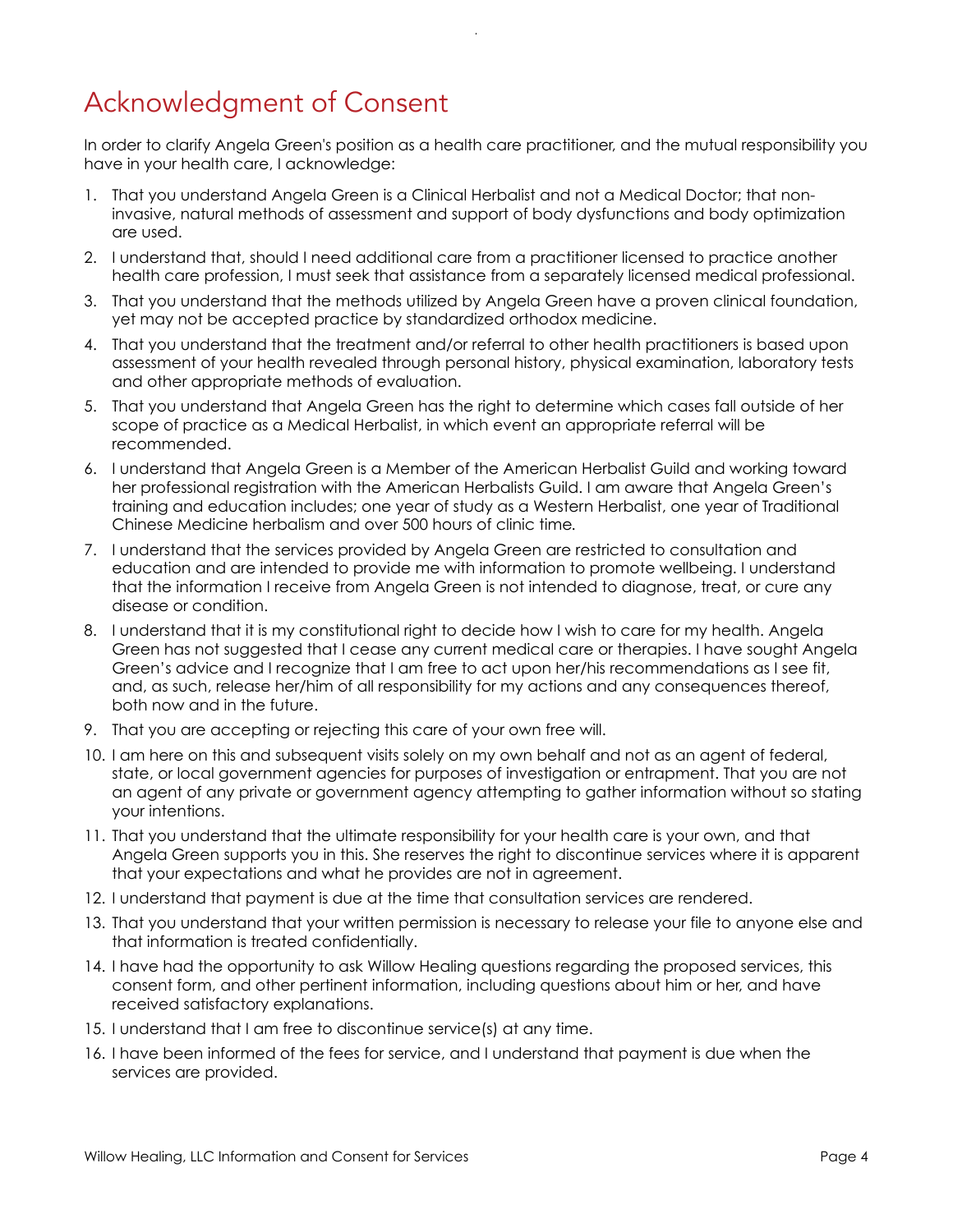# Acknowledgment of Consent

In order to clarify Angela Green's position as a health care practitioner, and the mutual responsibility you have in your health care, I acknowledge:

1. That you understand Angela Green is a Clinical Herbalist and not a Medical Doctor; that non-invasive, natural methods of assessment and support of body dysfunctions and body optimization are used.
2. I understand that, should I need additional care from a practitioner licensed to practice another health care profession, I must seek that assistance from a separately licensed medical professional.
3. That you understand that the methods utilized by Angela Green have a proven clinical foundation, yet may not be accepted practice by standardized orthodox medicine.
4. That you understand that the treatment and/or referral to other health practitioners is based upon assessment of your health revealed through personal history, physical examination, laboratory tests and other appropriate methods of evaluation.
5. That you understand that Angela Green has the right to determine which cases fall outside of her scope of practice as a Medical Herbalist, in which event an appropriate referral will be recommended.
6. I understand that Angela Green is a Member of the American Herbalist Guild and working toward her professional registration with the American Herbalists Guild. I am aware that Angela Green's training and education includes; one year of study as a Western Herbalist, one year of Traditional Chinese Medicine herbalism and over 500 hours of clinic time.
7. I understand that the services provided by Angela Green are restricted to consultation and education and are intended to provide me with information to promote wellbeing. I understand that the information I receive from Angela Green is not intended to diagnose, treat, or cure any disease or condition.
8. I understand that it is my constitutional right to decide how I wish to care for my health. Angela Green has not suggested that I cease any current medical care or therapies. I have sought Angela Green's advice and I recognize that I am free to act upon her/his recommendations as I see fit, and, as such, release her/him of all responsibility for my actions and any consequences thereof, both now and in the future.
9. That you are accepting or rejecting this care of your own free will.
10. I am here on this and subsequent visits solely on my own behalf and not as an agent of federal, state, or local government agencies for purposes of investigation or entrapment. That you are not an agent of any private or government agency attempting to gather information without so stating your intentions.
11. That you understand that the ultimate responsibility for your health care is your own, and that Angela Green supports you in this. She reserves the right to discontinue services where it is apparent that your expectations and what he provides are not in agreement.
12. I understand that payment is due at the time that consultation services are rendered.
13. That you understand that your written permission is necessary to release your file to anyone else and that information is treated confidentially.
14. I have had the opportunity to ask Willow Healing questions regarding the proposed services, this consent form, and other pertinent information, including questions about him or her, and have received satisfactory explanations.
15. I understand that I am free to discontinue service(s) at any time.
16. I have been informed of the fees for service, and I understand that payment is due when the services are provided.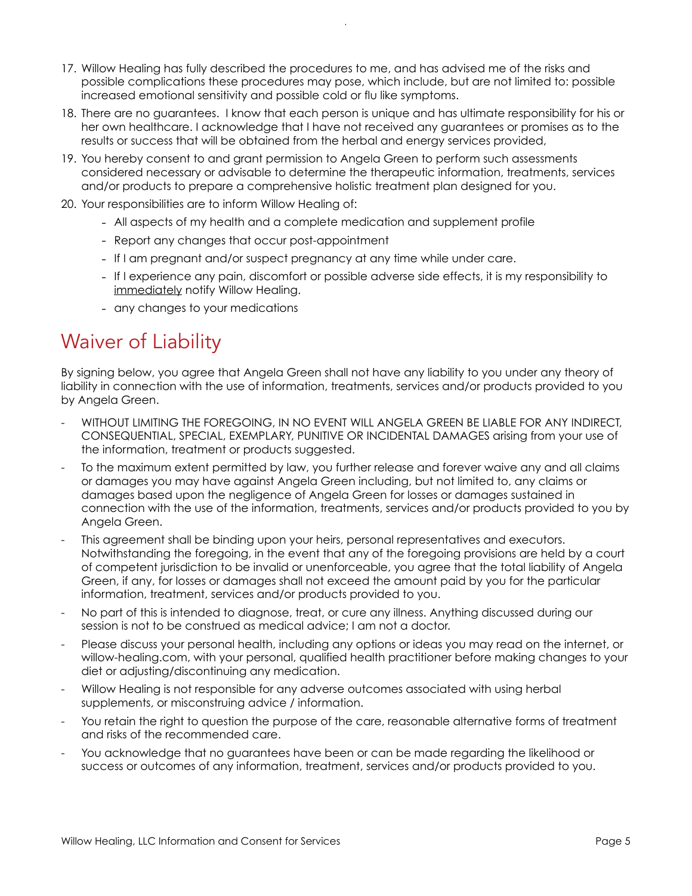17. Willow Healing has fully described the procedures to me, and has advised me of the risks and possible complications these procedures may pose, which include, but are not limited to: possible increased emotional sensitivity and possible cold or flu like symptoms.
18. There are no guarantees. I know that each person is unique and has ultimate responsibility for his or her own healthcare. I acknowledge that I have not received any guarantees or promises as to the results or success that will be obtained from the herbal and energy services provided,
19. You hereby consent to and grant permission to Angela Green to perform such assessments considered necessary or advisable to determine the therapeutic information, treatments, services and/or products to prepare a comprehensive holistic treatment plan designed for you.
20. Your responsibilities are to inform Willow Healing of:
    - All aspects of my health and a complete medication and supplement profile
    - Report any changes that occur post-appointment
    - If I am pregnant and/or suspect pregnancy at any time while under care.
    - If I experience any pain, discomfort or possible adverse side effects, it is my responsibility to <u>immediately</u> notify Willow Healing.
    - any changes to your medications

## Waiver of Liability

By signing below, you agree that Angela Green shall not have any liability to you under any theory of liability in connection with the use of information, treatments, services and/or products provided to you by Angela Green.

- WITHOUT LIMITING THE FOREGOING, IN NO EVENT WILL ANGELA GREEN BE LIABLE FOR ANY INDIRECT, CONSEQUENTIAL, SPECIAL, EXEMPLARY, PUNITIVE OR INCIDENTAL DAMAGES arising from your use of the information, treatment or products suggested.
- To the maximum extent permitted by law, you further release and forever waive any and all claims or damages you may have against Angela Green including, but not limited to, any claims or damages based upon the negligence of Angela Green for losses or damages sustained in connection with the use of the information, treatments, services and/or products provided to you by Angela Green.
- This agreement shall be binding upon your heirs, personal representatives and executors. Notwithstanding the foregoing, in the event that any of the foregoing provisions are held by a court of competent jurisdiction to be invalid or unenforceable, you agree that the total liability of Angela Green, if any, for losses or damages shall not exceed the amount paid by you for the particular information, treatment, services and/or products provided to you.
- No part of this is intended to diagnose, treat, or cure any illness. Anything discussed during our session is not to be construed as medical advice; I am not a doctor.
- Please discuss your personal health, including any options or ideas you may read on the internet, or willow-healing.com, with your personal, qualified health practitioner before making changes to your diet or adjusting/discontinuing any medication.
- Willow Healing is not responsible for any adverse outcomes associated with using herbal supplements, or misconstruing advice / information.
- You retain the right to question the purpose of the care, reasonable alternative forms of treatment and risks of the recommended care.
- You acknowledge that no guarantees have been or can be made regarding the likelihood or success or outcomes of any information, treatment, services and/or products provided to you.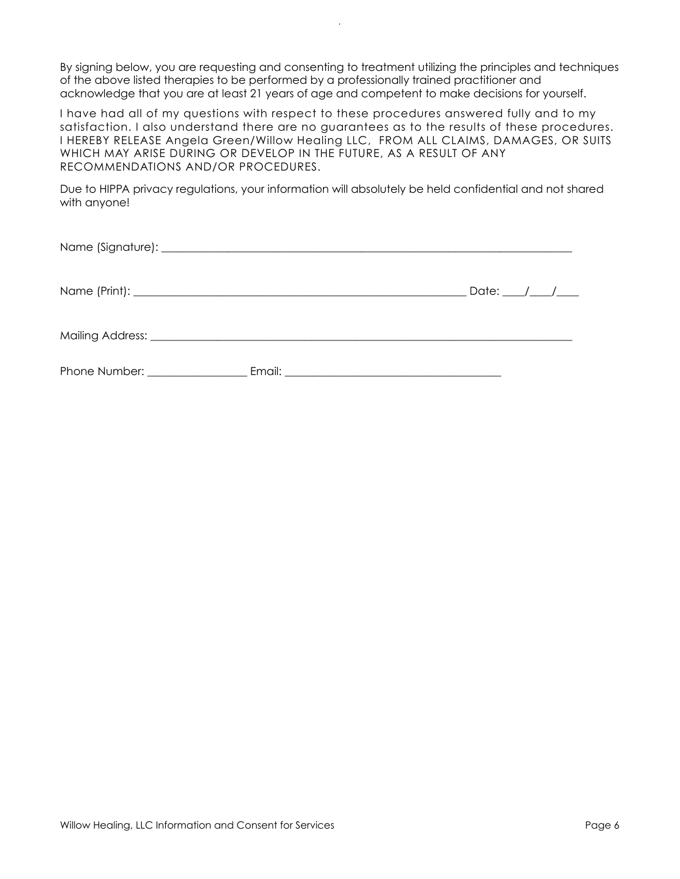By signing below, you are requesting and consenting to treatment utilizing the principles and techniques of the above listed therapies to be performed by a professionally trained practitioner and acknowledge that you are at least 21 years of age and competent to make decisions for yourself.

I have had all of my questions with respect to these procedures answered fully and to my satisfaction. I also understand there are no guarantees as to the results of these procedures. I HEREBY RELEASE Angela Green/Willow Healing LLC, FROM ALL CLAIMS, DAMAGES, OR SUITS WHICH MAY ARISE DURING OR DEVELOP IN THE FUTURE, AS A RESULT OF ANY RECOMMENDATIONS AND/OR PROCEDURES.

Due to HIPPA privacy regulations, your information will absolutely be held confidential and not shared with anyone!

Name (Signature): ___________________________________________________________________________

Name (Print): ______________________________________________________________ Date: ____/____/____

Mailing Address: ___________________________________________________________________________

Phone Number: __________________ Email: ________________________________________